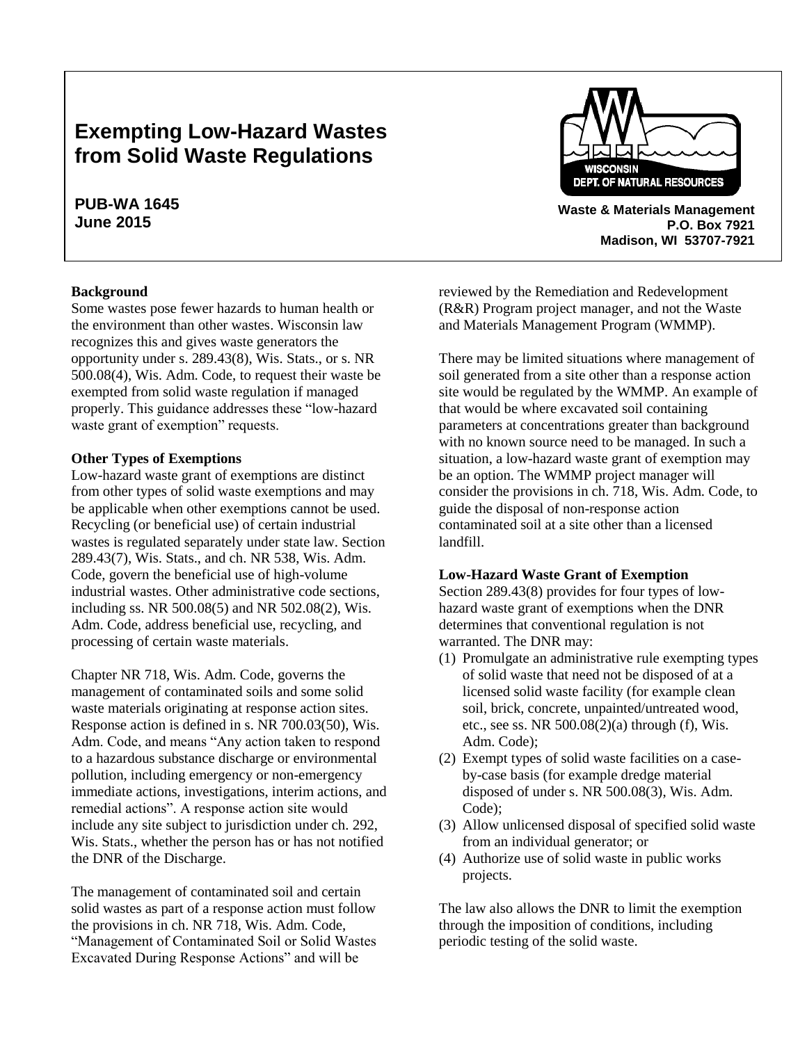# Exempting Low-Hazard Wastes from Solid Waste Regulations

**PUB-WA 1645**
**June 2015**

**Waste & Materials Management**
**P.O. Box 7921**
**Madison, WI 53707-7921**

### Background

Some wastes pose fewer hazards to human health or the environment than other wastes. Wisconsin law recognizes this and gives waste generators the opportunity under s. 289.43(8), Wis. Stats., or s. NR 500.08(4), Wis. Adm. Code, to request their waste be exempted from solid waste regulation if managed properly. This guidance addresses these "low-hazard waste grant of exemption" requests.

### Other Types of Exemptions

Low-hazard waste grant of exemptions are distinct from other types of solid waste exemptions and may be applicable when other exemptions cannot be used. Recycling (or beneficial use) of certain industrial wastes is regulated separately under state law. Section 289.43(7), Wis. Stats., and ch. NR 538, Wis. Adm. Code, govern the beneficial use of high-volume industrial wastes. Other administrative code sections, including ss. NR 500.08(5) and NR 502.08(2), Wis. Adm. Code, address beneficial use, recycling, and processing of certain waste materials.

Chapter NR 718, Wis. Adm. Code, governs the management of contaminated soils and some solid waste materials originating at response action sites. Response action is defined in s. NR 700.03(50), Wis. Adm. Code, and means "Any action taken to respond to a hazardous substance discharge or environmental pollution, including emergency or non-emergency immediate actions, investigations, interim actions, and remedial actions". A response action site would include any site subject to jurisdiction under ch. 292, Wis. Stats., whether the person has or has not notified the DNR of the Discharge.

The management of contaminated soil and certain solid wastes as part of a response action must follow the provisions in ch. NR 718, Wis. Adm. Code, "Management of Contaminated Soil or Solid Wastes Excavated During Response Actions" and will be reviewed by the Remediation and Redevelopment (R&R) Program project manager, and not the Waste and Materials Management Program (WMMP).

There may be limited situations where management of soil generated from a site other than a response action site would be regulated by the WMMP. An example of that would be where excavated soil containing parameters at concentrations greater than background with no known source need to be managed. In such a situation, a low-hazard waste grant of exemption may be an option. The WMMP project manager will consider the provisions in ch. 718, Wis. Adm. Code, to guide the disposal of non-response action contaminated soil at a site other than a licensed landfill.

### Low-Hazard Waste Grant of Exemption

Section 289.43(8) provides for four types of low-hazard waste grant of exemptions when the DNR determines that conventional regulation is not warranted. The DNR may:

(1) Promulgate an administrative rule exempting types of solid waste that need not be disposed of at a licensed solid waste facility (for example clean soil, brick, concrete, unpainted/untreated wood, etc., see ss. NR 500.08(2)(a) through (f), Wis. Adm. Code);
(2) Exempt types of solid waste facilities on a case-by-case basis (for example dredge material disposed of under s. NR 500.08(3), Wis. Adm. Code);
(3) Allow unlicensed disposal of specified solid waste from an individual generator; or
(4) Authorize use of solid waste in public works projects.

The law also allows the DNR to limit the exemption through the imposition of conditions, including periodic testing of the solid waste.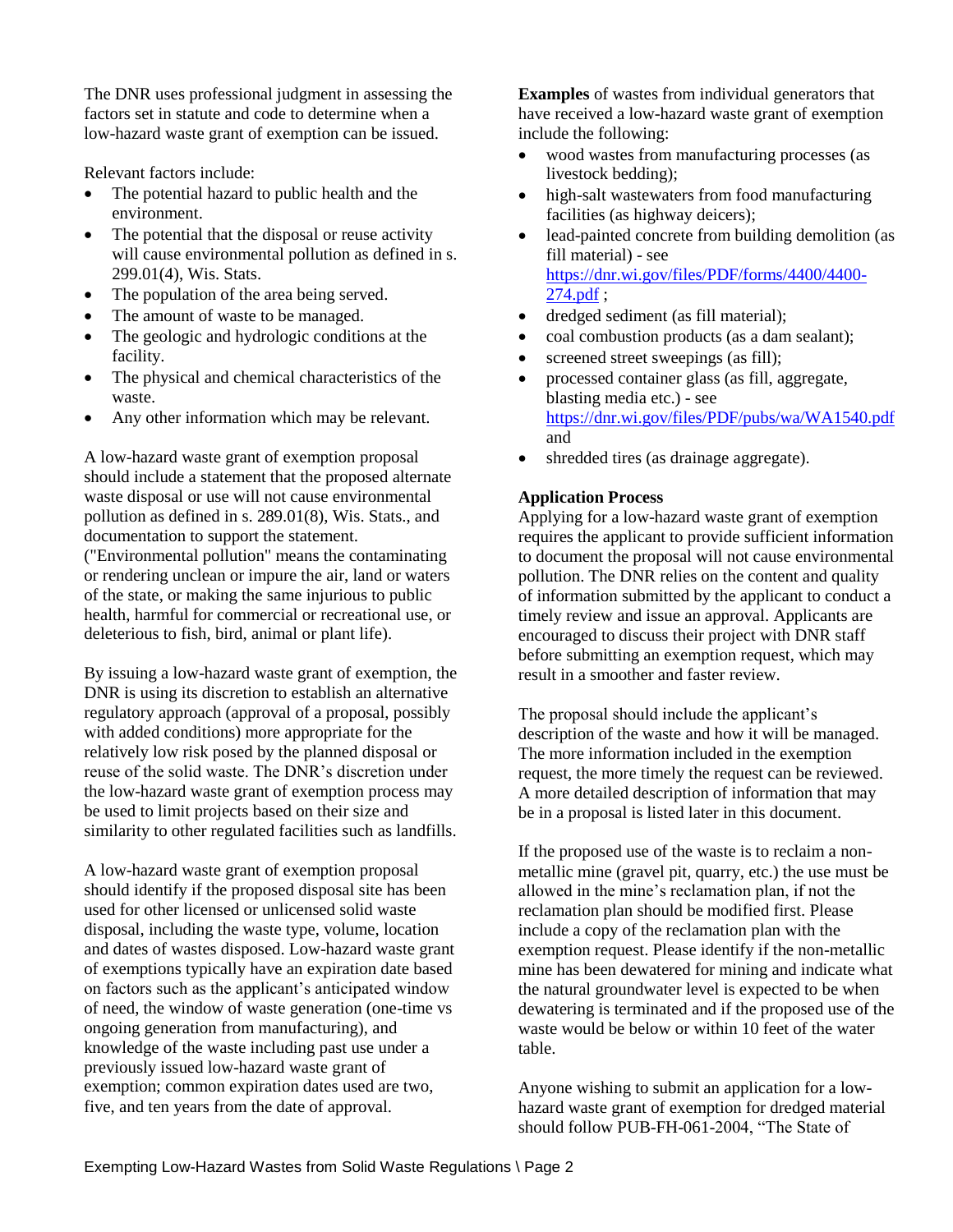The DNR uses professional judgment in assessing the factors set in statute and code to determine when a low-hazard waste grant of exemption can be issued.

Relevant factors include:

- The potential hazard to public health and the environment.
- The potential that the disposal or reuse activity will cause environmental pollution as defined in s. 299.01(4), Wis. Stats.
- The population of the area being served.
- The amount of waste to be managed.
- The geologic and hydrologic conditions at the facility.
- The physical and chemical characteristics of the waste.
- Any other information which may be relevant.

A low-hazard waste grant of exemption proposal should include a statement that the proposed alternate waste disposal or use will not cause environmental pollution as defined in s. 289.01(8), Wis. Stats., and documentation to support the statement. ("Environmental pollution" means the contaminating or rendering unclean or impure the air, land or waters of the state, or making the same injurious to public health, harmful for commercial or recreational use, or deleterious to fish, bird, animal or plant life).

By issuing a low-hazard waste grant of exemption, the DNR is using its discretion to establish an alternative regulatory approach (approval of a proposal, possibly with added conditions) more appropriate for the relatively low risk posed by the planned disposal or reuse of the solid waste. The DNR's discretion under the low-hazard waste grant of exemption process may be used to limit projects based on their size and similarity to other regulated facilities such as landfills.

A low-hazard waste grant of exemption proposal should identify if the proposed disposal site has been used for other licensed or unlicensed solid waste disposal, including the waste type, volume, location and dates of wastes disposed. Low-hazard waste grant of exemptions typically have an expiration date based on factors such as the applicant's anticipated window of need, the window of waste generation (one-time vs ongoing generation from manufacturing), and knowledge of the waste including past use under a previously issued low-hazard waste grant of exemption; common expiration dates used are two, five, and ten years from the date of approval.

**Examples** of wastes from individual generators that have received a low-hazard waste grant of exemption include the following:

- wood wastes from manufacturing processes (as livestock bedding);
- high-salt wastewaters from food manufacturing facilities (as highway deicers);
- lead-painted concrete from building demolition (as fill material) - see https://dnr.wi.gov/files/PDF/forms/4400/4400-274.pdf ;
- dredged sediment (as fill material);
- coal combustion products (as a dam sealant);
- screened street sweepings (as fill);
- processed container glass (as fill, aggregate, blasting media etc.) - see https://dnr.wi.gov/files/PDF/pubs/wa/WA1540.pdf and
- shredded tires (as drainage aggregate).

**Application Process**

Applying for a low-hazard waste grant of exemption requires the applicant to provide sufficient information to document the proposal will not cause environmental pollution. The DNR relies on the content and quality of information submitted by the applicant to conduct a timely review and issue an approval. Applicants are encouraged to discuss their project with DNR staff before submitting an exemption request, which may result in a smoother and faster review.

The proposal should include the applicant's description of the waste and how it will be managed. The more information included in the exemption request, the more timely the request can be reviewed. A more detailed description of information that may be in a proposal is listed later in this document.

If the proposed use of the waste is to reclaim a non-metallic mine (gravel pit, quarry, etc.) the use must be allowed in the mine's reclamation plan, if not the reclamation plan should be modified first. Please include a copy of the reclamation plan with the exemption request. Please identify if the non-metallic mine has been dewatered for mining and indicate what the natural groundwater level is expected to be when dewatering is terminated and if the proposed use of the waste would be below or within 10 feet of the water table.

Anyone wishing to submit an application for a low-hazard waste grant of exemption for dredged material should follow PUB-FH-061-2004, "The State of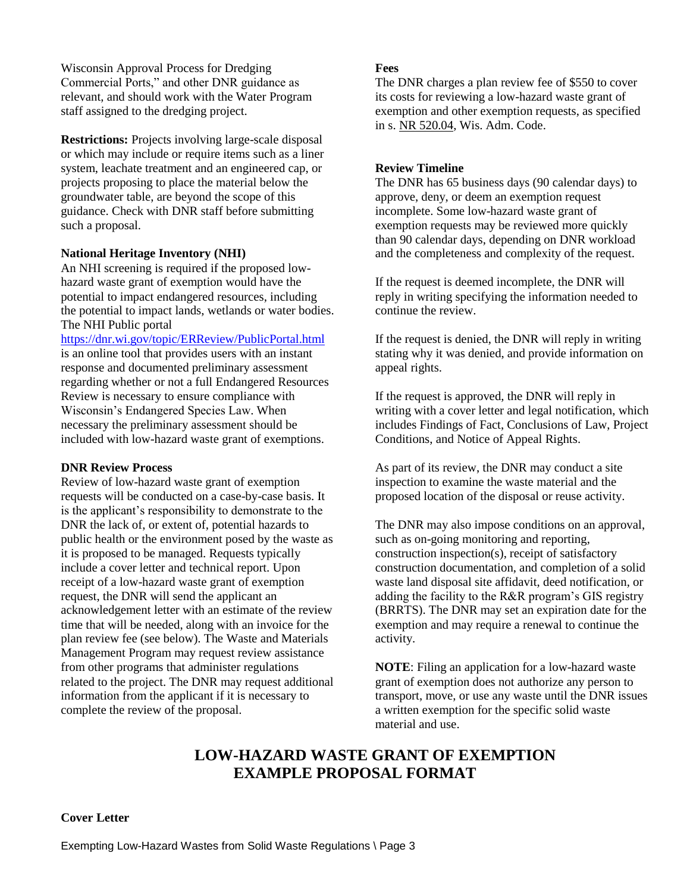Wisconsin Approval Process for Dredging Commercial Ports," and other DNR guidance as relevant, and should work with the Water Program staff assigned to the dredging project.

**Restrictions:** Projects involving large-scale disposal or which may include or require items such as a liner system, leachate treatment and an engineered cap, or projects proposing to place the material below the groundwater table, are beyond the scope of this guidance. Check with DNR staff before submitting such a proposal.

**National Heritage Inventory (NHI)**

An NHI screening is required if the proposed low-hazard waste grant of exemption would have the potential to impact endangered resources, including the potential to impact lands, wetlands or water bodies. The NHI Public portal https://dnr.wi.gov/topic/ERReview/PublicPortal.html is an online tool that provides users with an instant response and documented preliminary assessment regarding whether or not a full Endangered Resources Review is necessary to ensure compliance with Wisconsin's Endangered Species Law. When necessary the preliminary assessment should be included with low-hazard waste grant of exemptions.

**DNR Review Process**

Review of low-hazard waste grant of exemption requests will be conducted on a case-by-case basis. It is the applicant's responsibility to demonstrate to the DNR the lack of, or extent of, potential hazards to public health or the environment posed by the waste as it is proposed to be managed. Requests typically include a cover letter and technical report. Upon receipt of a low-hazard waste grant of exemption request, the DNR will send the applicant an acknowledgement letter with an estimate of the review time that will be needed, along with an invoice for the plan review fee (see below). The Waste and Materials Management Program may request review assistance from other programs that administer regulations related to the project. The DNR may request additional information from the applicant if it is necessary to complete the review of the proposal.

**Fees**

The DNR charges a plan review fee of $550 to cover its costs for reviewing a low-hazard waste grant of exemption and other exemption requests, as specified in s. NR 520.04, Wis. Adm. Code.

**Review Timeline**

The DNR has 65 business days (90 calendar days) to approve, deny, or deem an exemption request incomplete. Some low-hazard waste grant of exemption requests may be reviewed more quickly than 90 calendar days, depending on DNR workload and the completeness and complexity of the request.

If the request is deemed incomplete, the DNR will reply in writing specifying the information needed to continue the review.

If the request is denied, the DNR will reply in writing stating why it was denied, and provide information on appeal rights.

If the request is approved, the DNR will reply in writing with a cover letter and legal notification, which includes Findings of Fact, Conclusions of Law, Project Conditions, and Notice of Appeal Rights.

As part of its review, the DNR may conduct a site inspection to examine the waste material and the proposed location of the disposal or reuse activity.

The DNR may also impose conditions on an approval, such as on-going monitoring and reporting, construction inspection(s), receipt of satisfactory construction documentation, and completion of a solid waste land disposal site affidavit, deed notification, or adding the facility to the R&R program's GIS registry (BRRTS). The DNR may set an expiration date for the exemption and may require a renewal to continue the activity.

**NOTE**: Filing an application for a low-hazard waste grant of exemption does not authorize any person to transport, move, or use any waste until the DNR issues a written exemption for the specific solid waste material and use.

## LOW-HAZARD WASTE GRANT OF EXEMPTION EXAMPLE PROPOSAL FORMAT

**Cover Letter**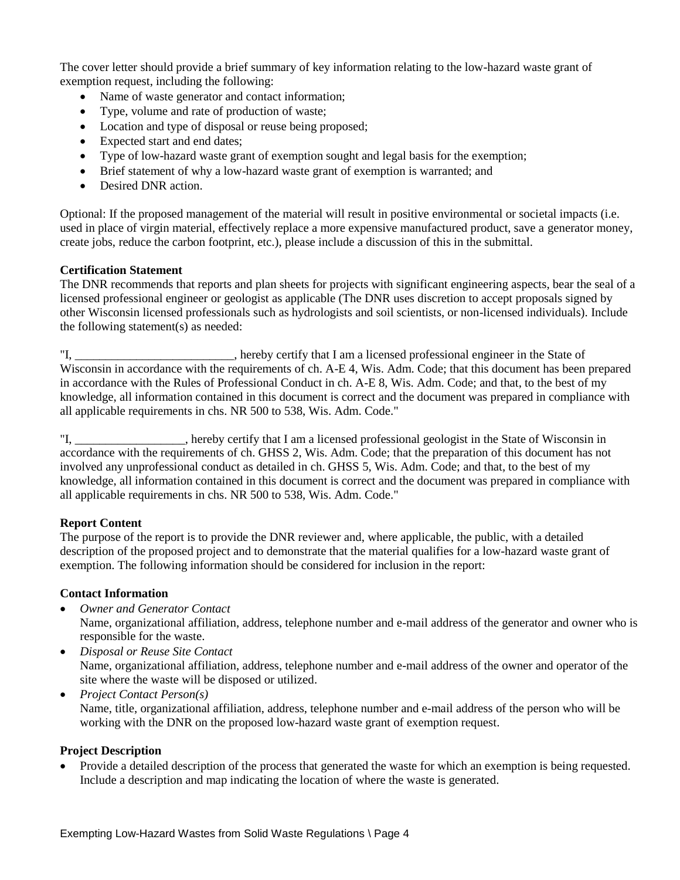The cover letter should provide a brief summary of key information relating to the low-hazard waste grant of exemption request, including the following:

- Name of waste generator and contact information;
- Type, volume and rate of production of waste;
- Location and type of disposal or reuse being proposed;
- Expected start and end dates;
- Type of low-hazard waste grant of exemption sought and legal basis for the exemption;
- Brief statement of why a low-hazard waste grant of exemption is warranted; and
- Desired DNR action.

Optional: If the proposed management of the material will result in positive environmental or societal impacts (i.e. used in place of virgin material, effectively replace a more expensive manufactured product, save a generator money, create jobs, reduce the carbon footprint, etc.), please include a discussion of this in the submittal.

**Certification Statement**

The DNR recommends that reports and plan sheets for projects with significant engineering aspects, bear the seal of a licensed professional engineer or geologist as applicable (The DNR uses discretion to accept proposals signed by other Wisconsin licensed professionals such as hydrologists and soil scientists, or non-licensed individuals). Include the following statement(s) as needed:

"I, __________________________, hereby certify that I am a licensed professional engineer in the State of Wisconsin in accordance with the requirements of ch. A-E 4, Wis. Adm. Code; that this document has been prepared in accordance with the Rules of Professional Conduct in ch. A-E 8, Wis. Adm. Code; and that, to the best of my knowledge, all information contained in this document is correct and the document was prepared in compliance with all applicable requirements in chs. NR 500 to 538, Wis. Adm. Code."

"I, __________________, hereby certify that I am a licensed professional geologist in the State of Wisconsin in accordance with the requirements of ch. GHSS 2, Wis. Adm. Code; that the preparation of this document has not involved any unprofessional conduct as detailed in ch. GHSS 5, Wis. Adm. Code; and that, to the best of my knowledge, all information contained in this document is correct and the document was prepared in compliance with all applicable requirements in chs. NR 500 to 538, Wis. Adm. Code."

**Report Content**

The purpose of the report is to provide the DNR reviewer and, where applicable, the public, with a detailed description of the proposed project and to demonstrate that the material qualifies for a low-hazard waste grant of exemption. The following information should be considered for inclusion in the report:

**Contact Information**

- *Owner and Generator Contact*
  Name, organizational affiliation, address, telephone number and e-mail address of the generator and owner who is responsible for the waste.
- *Disposal or Reuse Site Contact*
  Name, organizational affiliation, address, telephone number and e-mail address of the owner and operator of the site where the waste will be disposed or utilized.
- *Project Contact Person(s)*
  Name, title, organizational affiliation, address, telephone number and e-mail address of the person who will be working with the DNR on the proposed low-hazard waste grant of exemption request.

**Project Description**

- Provide a detailed description of the process that generated the waste for which an exemption is being requested. Include a description and map indicating the location of where the waste is generated.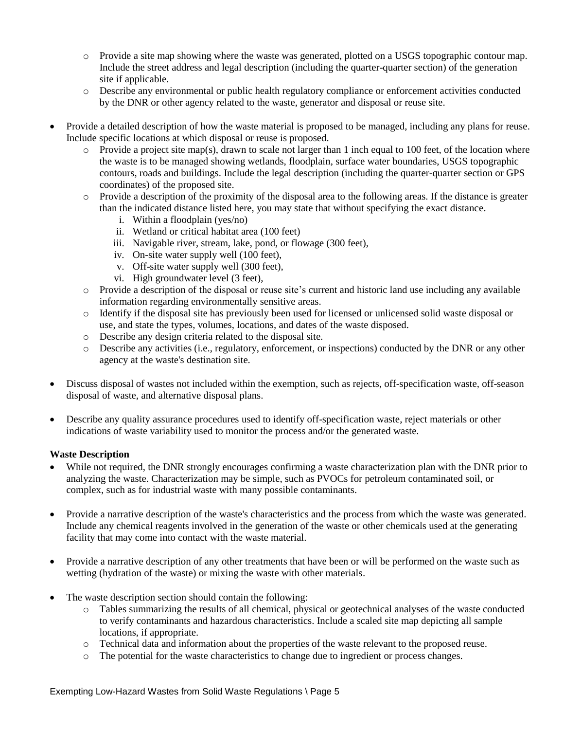- Provide a site map showing where the waste was generated, plotted on a USGS topographic contour map. Include the street address and legal description (including the quarter-quarter section) of the generation site if applicable.
- Describe any environmental or public health regulatory compliance or enforcement activities conducted by the DNR or other agency related to the waste, generator and disposal or reuse site.

- Provide a detailed description of how the waste material is proposed to be managed, including any plans for reuse. Include specific locations at which disposal or reuse is proposed.
  - Provide a project site map(s), drawn to scale not larger than 1 inch equal to 100 feet, of the location where the waste is to be managed showing wetlands, floodplain, surface water boundaries, USGS topographic contours, roads and buildings. Include the legal description (including the quarter-quarter section or GPS coordinates) of the proposed site.
  - Provide a description of the proximity of the disposal area to the following areas. If the distance is greater than the indicated distance listed here, you may state that without specifying the exact distance.
    1. Within a floodplain (yes/no)
    2. Wetland or critical habitat area (100 feet)
    3. Navigable river, stream, lake, pond, or flowage (300 feet),
    4. On-site water supply well (100 feet),
    5. Off-site water supply well (300 feet),
    6. High groundwater level (3 feet),
  - Provide a description of the disposal or reuse site's current and historic land use including any available information regarding environmentally sensitive areas.
  - Identify if the disposal site has previously been used for licensed or unlicensed solid waste disposal or use, and state the types, volumes, locations, and dates of the waste disposed.
  - Describe any design criteria related to the disposal site.
  - Describe any activities (i.e., regulatory, enforcement, or inspections) conducted by the DNR or any other agency at the waste's destination site.

- Discuss disposal of wastes not included within the exemption, such as rejects, off-specification waste, off-season disposal of waste, and alternative disposal plans.

- Describe any quality assurance procedures used to identify off-specification waste, reject materials or other indications of waste variability used to monitor the process and/or the generated waste.

**Waste Description**

- While not required, the DNR strongly encourages confirming a waste characterization plan with the DNR prior to analyzing the waste. Characterization may be simple, such as PVOCs for petroleum contaminated soil, or complex, such as for industrial waste with many possible contaminants.

- Provide a narrative description of the waste's characteristics and the process from which the waste was generated. Include any chemical reagents involved in the generation of the waste or other chemicals used at the generating facility that may come into contact with the waste material.

- Provide a narrative description of any other treatments that have been or will be performed on the waste such as wetting (hydration of the waste) or mixing the waste with other materials.

- The waste description section should contain the following:
  - Tables summarizing the results of all chemical, physical or geotechnical analyses of the waste conducted to verify contaminants and hazardous characteristics. Include a scaled site map depicting all sample locations, if appropriate.
  - Technical data and information about the properties of the waste relevant to the proposed reuse.
  - The potential for the waste characteristics to change due to ingredient or process changes.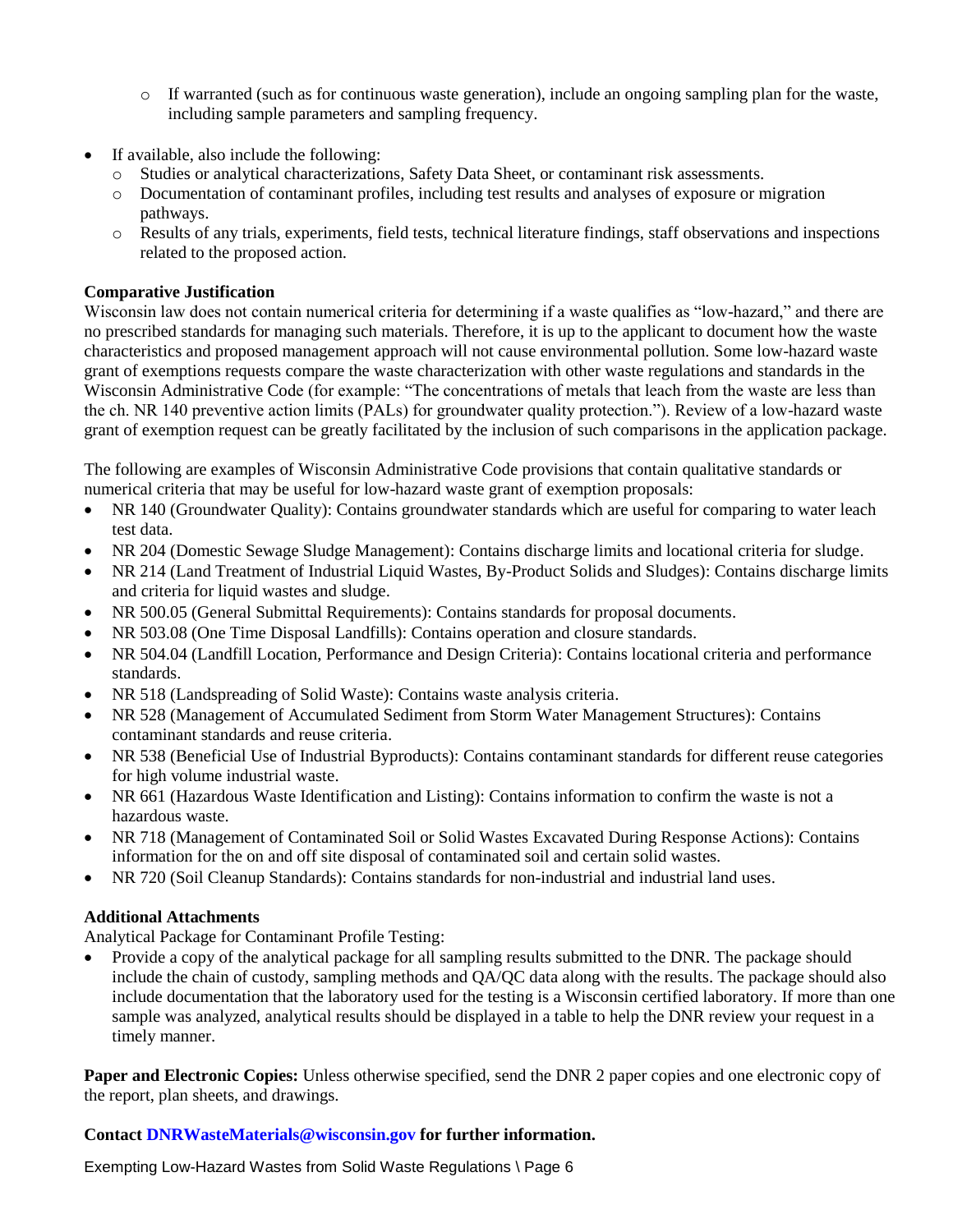- If warranted (such as for continuous waste generation), include an ongoing sampling plan for the waste, including sample parameters and sampling frequency.
- If available, also include the following:
   - Studies or analytical characterizations, Safety Data Sheet, or contaminant risk assessments.
   - Documentation of contaminant profiles, including test results and analyses of exposure or migration pathways.
   - Results of any trials, experiments, field tests, technical literature findings, staff observations and inspections related to the proposed action.

**Comparative Justification**

Wisconsin law does not contain numerical criteria for determining if a waste qualifies as "low-hazard," and there are no prescribed standards for managing such materials. Therefore, it is up to the applicant to document how the waste characteristics and proposed management approach will not cause environmental pollution. Some low-hazard waste grant of exemptions requests compare the waste characterization with other waste regulations and standards in the Wisconsin Administrative Code (for example: "The concentrations of metals that leach from the waste are less than the ch. NR 140 preventive action limits (PALs) for groundwater quality protection."). Review of a low-hazard waste grant of exemption request can be greatly facilitated by the inclusion of such comparisons in the application package.

The following are examples of Wisconsin Administrative Code provisions that contain qualitative standards or numerical criteria that may be useful for low-hazard waste grant of exemption proposals:

- NR 140 (Groundwater Quality): Contains groundwater standards which are useful for comparing to water leach test data.
- NR 204 (Domestic Sewage Sludge Management): Contains discharge limits and locational criteria for sludge.
- NR 214 (Land Treatment of Industrial Liquid Wastes, By-Product Solids and Sludges): Contains discharge limits and criteria for liquid wastes and sludge.
- NR 500.05 (General Submittal Requirements): Contains standards for proposal documents.
- NR 503.08 (One Time Disposal Landfills): Contains operation and closure standards.
- NR 504.04 (Landfill Location, Performance and Design Criteria): Contains locational criteria and performance standards.
- NR 518 (Landspreading of Solid Waste): Contains waste analysis criteria.
- NR 528 (Management of Accumulated Sediment from Storm Water Management Structures): Contains contaminant standards and reuse criteria.
- NR 538 (Beneficial Use of Industrial Byproducts): Contains contaminant standards for different reuse categories for high volume industrial waste.
- NR 661 (Hazardous Waste Identification and Listing): Contains information to confirm the waste is not a hazardous waste.
- NR 718 (Management of Contaminated Soil or Solid Wastes Excavated During Response Actions): Contains information for the on and off site disposal of contaminated soil and certain solid wastes.
- NR 720 (Soil Cleanup Standards): Contains standards for non-industrial and industrial land uses.

**Additional Attachments**

Analytical Package for Contaminant Profile Testing:

- Provide a copy of the analytical package for all sampling results submitted to the DNR. The package should include the chain of custody, sampling methods and QA/QC data along with the results. The package should also include documentation that the laboratory used for the testing is a Wisconsin certified laboratory. If more than one sample was analyzed, analytical results should be displayed in a table to help the DNR review your request in a timely manner.

**Paper and Electronic Copies:** Unless otherwise specified, send the DNR 2 paper copies and one electronic copy of the report, plan sheets, and drawings.

**Contact DNRWasteMaterials@wisconsin.gov for further information.**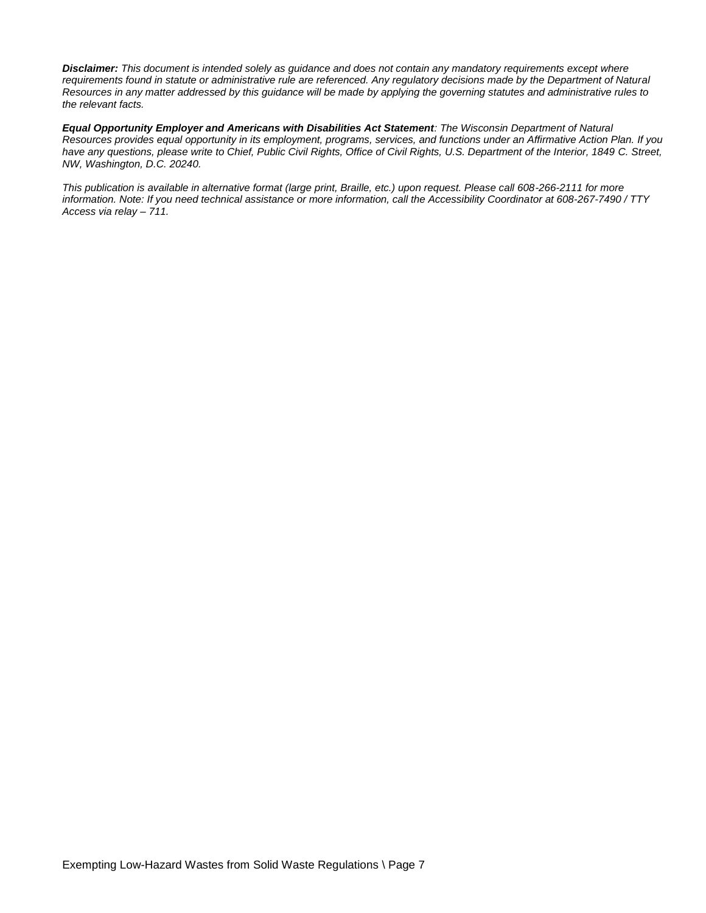***Disclaimer:*** *This document is intended solely as guidance and does not contain any mandatory requirements except where requirements found in statute or administrative rule are referenced. Any regulatory decisions made by the Department of Natural Resources in any matter addressed by this guidance will be made by applying the governing statutes and administrative rules to the relevant facts.*

***Equal Opportunity Employer and Americans with Disabilities Act Statement****: The Wisconsin Department of Natural Resources provides equal opportunity in its employment, programs, services, and functions under an Affirmative Action Plan. If you have any questions, please write to Chief, Public Civil Rights, Office of Civil Rights, U.S. Department of the Interior, 1849 C. Street, NW, Washington, D.C. 20240.*

*This publication is available in alternative format (large print, Braille, etc.) upon request. Please call 608-266-2111 for more information. Note: If you need technical assistance or more information, call the Accessibility Coordinator at 608-267-7490 / TTY Access via relay – 711.*